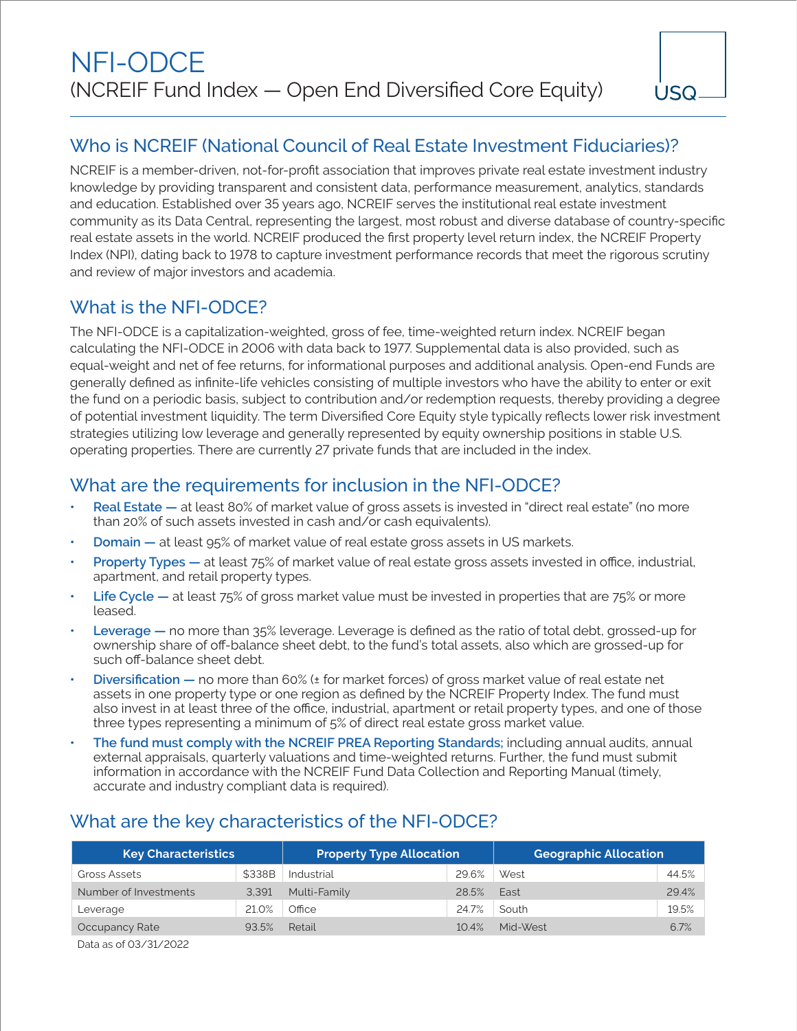# NFI-ODCE

(NCREIF Fund Index — Open End Diversified Core Equity)

USQ

## Who is NCREIF (National Council of Real Estate Investment Fiduciaries)?

NCREIF is a member-driven, not-for-profit association that improves private real estate investment industry knowledge by providing transparent and consistent data, performance measurement, analytics, standards and education. Established over 35 years ago, NCREIF serves the institutional real estate investment community as its Data Central, representing the largest, most robust and diverse database of country-specific real estate assets in the world. NCREIF produced the first property level return index, the NCREIF Property Index (NPI), dating back to 1978 to capture investment performance records that meet the rigorous scrutiny and review of major investors and academia.

## What is the NFI-ODCE?

The NFI-ODCE is a capitalization-weighted, gross of fee, time-weighted return index. NCREIF began calculating the NFI-ODCE in 2006 with data back to 1977. Supplemental data is also provided, such as equal-weight and net of fee returns, for informational purposes and additional analysis. Open-end Funds are generally defined as infinite-life vehicles consisting of multiple investors who have the ability to enter or exit the fund on a periodic basis, subject to contribution and/or redemption requests, thereby providing a degree of potential investment liquidity. The term Diversified Core Equity style typically reflects lower risk investment strategies utilizing low leverage and generally represented by equity ownership positions in stable U.S. operating properties. There are currently 27 private funds that are included in the index.

## What are the requirements for inclusion in the NFI-ODCE?

- **Real Estate —** at least 80% of market value of gross assets is invested in "direct real estate" (no more than 20% of such assets invested in cash and/or cash equivalents).
- **Domain —** at least 95% of market value of real estate gross assets in US markets.
- **Property Types —** at least 75% of market value of real estate gross assets invested in office, industrial, apartment, and retail property types.
- **Life Cycle —** at least 75% of gross market value must be invested in properties that are 75% or more leased.
- **Leverage —** no more than 35% leverage. Leverage is defined as the ratio of total debt, grossed-up for ownership share of off-balance sheet debt, to the fund's total assets, also which are grossed-up for such off-balance sheet debt.
- **Diversification —** no more than 60% (± for market forces) of gross market value of real estate net assets in one property type or one region as defined by the NCREIF Property Index. The fund must also invest in at least three of the office, industrial, apartment or retail property types, and one of those three types representing a minimum of 5% of direct real estate gross market value.
- **The fund must comply with the NCREIF PREA Reporting Standards;** including annual audits, annual external appraisals, quarterly valuations and time-weighted returns. Further, the fund must submit information in accordance with the NCREIF Fund Data Collection and Reporting Manual (timely, accurate and industry compliant data is required).

## What are the key characteristics of the NFI-ODCE?

| Key Characteristics | | Property Type Allocation | | Geographic Allocation | |
|---|---|---|---|---|---|
| Gross Assets | $338B | Industrial | 29.6% | West | 44.5% |
| Number of Investments | 3,391 | Multi-Family | 28.5% | East | 29.4% |
| Leverage | 21.0% | Office | 24.7% | South | 19.5% |
| Occupancy Rate | 93.5% | Retail | 10.4% | Mid-West | 6.7% |

Data as of 03/31/2022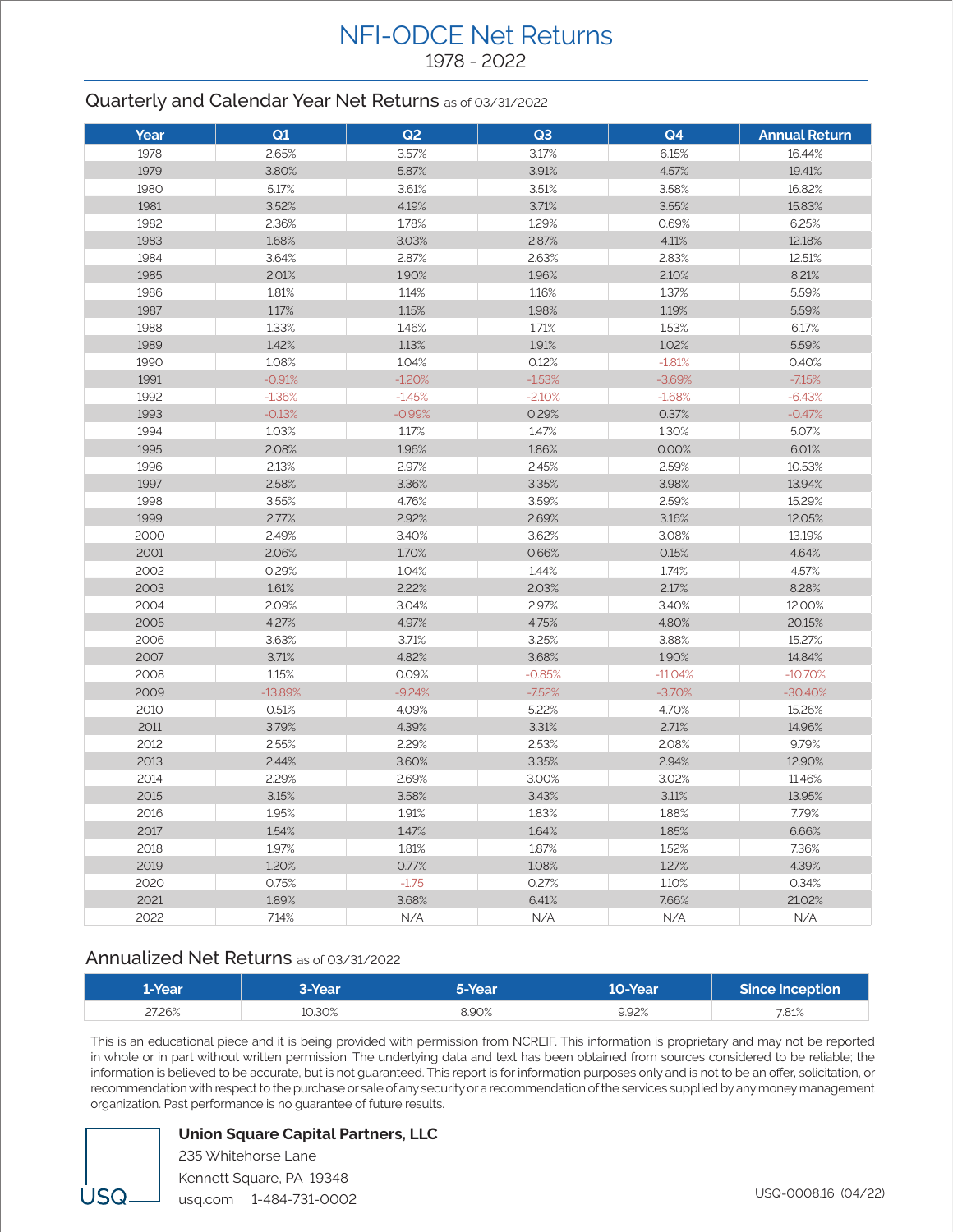# NFI-ODCE Net Returns

1978 - 2022

## Quarterly and Calendar Year Net Returns as of 03/31/2022

| Year | Q1 | Q2 | Q3 | Q4 | Annual Return |
|---|---|---|---|---|---|
| 1978 | 2.65% | 3.57% | 3.17% | 6.15% | 16.44% |
| 1979 | 3.80% | 5.87% | 3.91% | 4.57% | 19.41% |
| 1980 | 5.17% | 3.61% | 3.51% | 3.58% | 16.82% |
| 1981 | 3.52% | 4.19% | 3.71% | 3.55% | 15.83% |
| 1982 | 2.36% | 1.78% | 1.29% | 0.69% | 6.25% |
| 1983 | 1.68% | 3.03% | 2.87% | 4.11% | 12.18% |
| 1984 | 3.64% | 2.87% | 2.63% | 2.83% | 12.51% |
| 1985 | 2.01% | 1.90% | 1.96% | 2.10% | 8.21% |
| 1986 | 1.81% | 1.14% | 1.16% | 1.37% | 5.59% |
| 1987 | 1.17% | 1.15% | 1.98% | 1.19% | 5.59% |
| 1988 | 1.33% | 1.46% | 1.71% | 1.53% | 6.17% |
| 1989 | 1.42% | 1.13% | 1.91% | 1.02% | 5.59% |
| 1990 | 1.08% | 1.04% | 0.12% | -1.81% | 0.40% |
| 1991 | -0.91% | -1.20% | -1.53% | -3.69% | -7.15% |
| 1992 | -1.36% | -1.45% | -2.10% | -1.68% | -6.43% |
| 1993 | -0.13% | -0.99% | 0.29% | 0.37% | -0.47% |
| 1994 | 1.03% | 1.17% | 1.47% | 1.30% | 5.07% |
| 1995 | 2.08% | 1.96% | 1.86% | 0.00% | 6.01% |
| 1996 | 2.13% | 2.97% | 2.45% | 2.59% | 10.53% |
| 1997 | 2.58% | 3.36% | 3.35% | 3.98% | 13.94% |
| 1998 | 3.55% | 4.76% | 3.59% | 2.59% | 15.29% |
| 1999 | 2.77% | 2.92% | 2.69% | 3.16% | 12.05% |
| 2000 | 2.49% | 3.40% | 3.62% | 3.08% | 13.19% |
| 2001 | 2.06% | 1.70% | 0.66% | 0.15% | 4.64% |
| 2002 | 0.29% | 1.04% | 1.44% | 1.74% | 4.57% |
| 2003 | 1.61% | 2.22% | 2.03% | 2.17% | 8.28% |
| 2004 | 2.09% | 3.04% | 2.97% | 3.40% | 12.00% |
| 2005 | 4.27% | 4.97% | 4.75% | 4.80% | 20.15% |
| 2006 | 3.63% | 3.71% | 3.25% | 3.88% | 15.27% |
| 2007 | 3.71% | 4.82% | 3.68% | 1.90% | 14.84% |
| 2008 | 1.15% | 0.09% | -0.85% | -11.04% | -10.70% |
| 2009 | -13.89% | -9.24% | -7.52% | -3.70% | -30.40% |
| 2010 | 0.51% | 4.09% | 5.22% | 4.70% | 15.26% |
| 2011 | 3.79% | 4.39% | 3.31% | 2.71% | 14.96% |
| 2012 | 2.55% | 2.29% | 2.53% | 2.08% | 9.79% |
| 2013 | 2.44% | 3.60% | 3.35% | 2.94% | 12.90% |
| 2014 | 2.29% | 2.69% | 3.00% | 3.02% | 11.46% |
| 2015 | 3.15% | 3.58% | 3.43% | 3.11% | 13.95% |
| 2016 | 1.95% | 1.91% | 1.83% | 1.88% | 7.79% |
| 2017 | 1.54% | 1.47% | 1.64% | 1.85% | 6.66% |
| 2018 | 1.97% | 1.81% | 1.87% | 1.52% | 7.36% |
| 2019 | 1.20% | 0.77% | 1.08% | 1.27% | 4.39% |
| 2020 | 0.75% | -1.75 | 0.27% | 1.10% | 0.34% |
| 2021 | 1.89% | 3.68% | 6.41% | 7.66% | 21.02% |
| 2022 | 7.14% | N/A | N/A | N/A | N/A |

## Annualized Net Returns as of 03/31/2022

| 1-Year | 3-Year | 5-Year | 10-Year | Since Inception |
|---|---|---|---|---|
| 27.26% | 10.30% | 8.90% | 9.92% | 7.81% |

This is an educational piece and it is being provided with permission from NCREIF. This information is proprietary and may not be reported in whole or in part without written permission. The underlying data and text has been obtained from sources considered to be reliable; the information is believed to be accurate, but is not guaranteed. This report is for information purposes only and is not to be an offer, solicitation, or recommendation with respect to the purchase or sale of any security or a recommendation of the services supplied by any money management organization. Past performance is no guarantee of future results.

USQ

**Union Square Capital Partners, LLC**
235 Whitehorse Lane
Kennett Square, PA 19348
usq.com 1-484-731-0002

USQ-0008.16 (04/22)